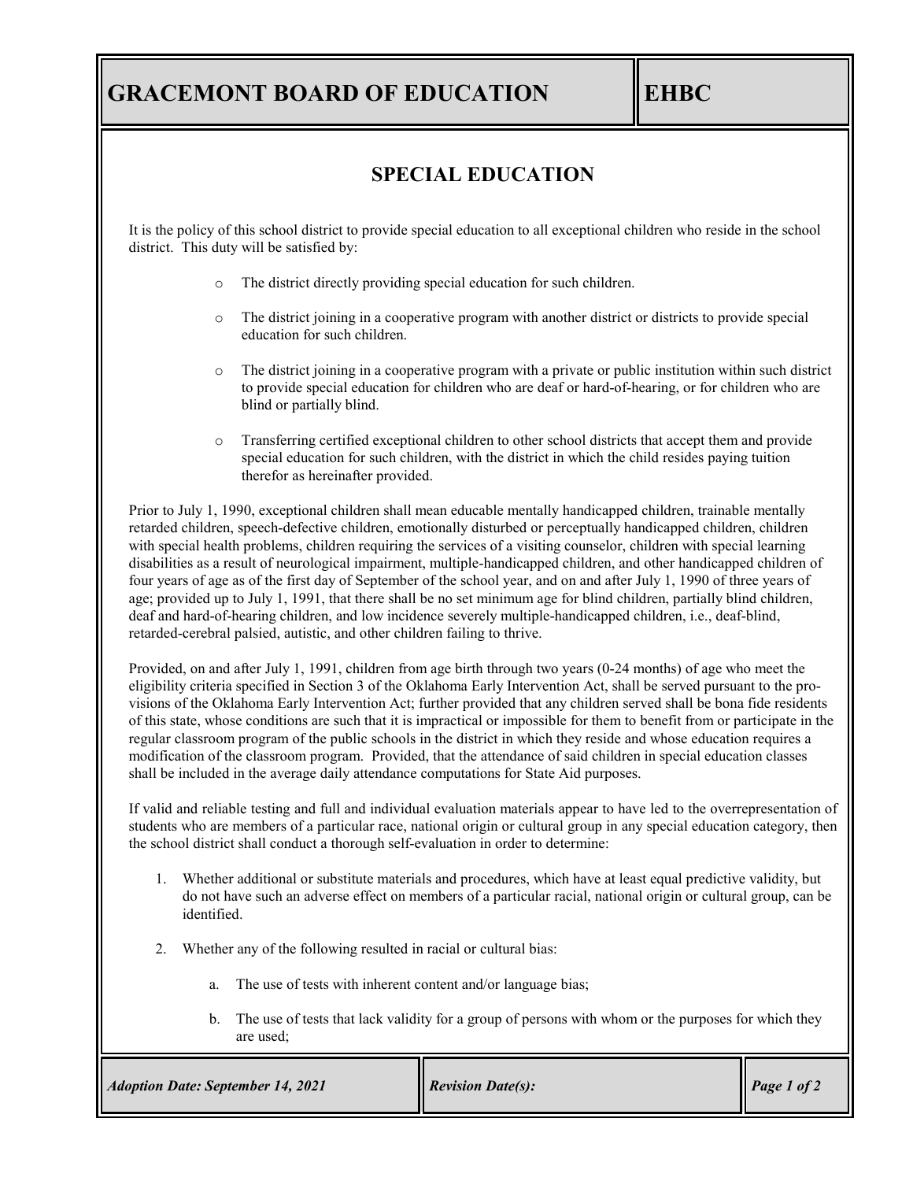# GRACEMONT BOARD OF EDUCATION — EHBC

## SPECIAL EDUCATION

It is the policy of this school district to provide special education to all exceptional children who reside in the school district. This duty will be satisfied by:

- The district directly providing special education for such children.
- The district joining in a cooperative program with another district or districts to provide special education for such children.
- The district joining in a cooperative program with a private or public institution within such district to provide special education for children who are deaf or hard-of-hearing, or for children who are blind or partially blind.
- Transferring certified exceptional children to other school districts that accept them and provide special education for such children, with the district in which the child resides paying tuition therefor as hereinafter provided.

Prior to July 1, 1990, exceptional children shall mean educable mentally handicapped children, trainable mentally retarded children, speech-defective children, emotionally disturbed or perceptually handicapped children, children with special health problems, children requiring the services of a visiting counselor, children with special learning disabilities as a result of neurological impairment, multiple-handicapped children, and other handicapped children of four years of age as of the first day of September of the school year, and on and after July 1, 1990 of three years of age; provided up to July 1, 1991, that there shall be no set minimum age for blind children, partially blind children, deaf and hard-of-hearing children, and low incidence severely multiple-handicapped children, i.e., deaf-blind, retarded-cerebral palsied, autistic, and other children failing to thrive.

Provided, on and after July 1, 1991, children from age birth through two years (0-24 months) of age who meet the eligibility criteria specified in Section 3 of the Oklahoma Early Intervention Act, shall be served pursuant to the provisions of the Oklahoma Early Intervention Act; further provided that any children served shall be bona fide residents of this state, whose conditions are such that it is impractical or impossible for them to benefit from or participate in the regular classroom program of the public schools in the district in which they reside and whose education requires a modification of the classroom program. Provided, that the attendance of said children in special education classes shall be included in the average daily attendance computations for State Aid purposes.

If valid and reliable testing and full and individual evaluation materials appear to have led to the overrepresentation of students who are members of a particular race, national origin or cultural group in any special education category, then the school district shall conduct a thorough self-evaluation in order to determine:

1. Whether additional or substitute materials and procedures, which have at least equal predictive validity, but do not have such an adverse effect on members of a particular racial, national origin or cultural group, can be identified.
2. Whether any of the following resulted in racial or cultural bias:
   a. The use of tests with inherent content and/or language bias;
   b. The use of tests that lack validity for a group of persons with whom or the purposes for which they are used;

*Adoption Date: September 14, 2021* | *Revision Date(s):*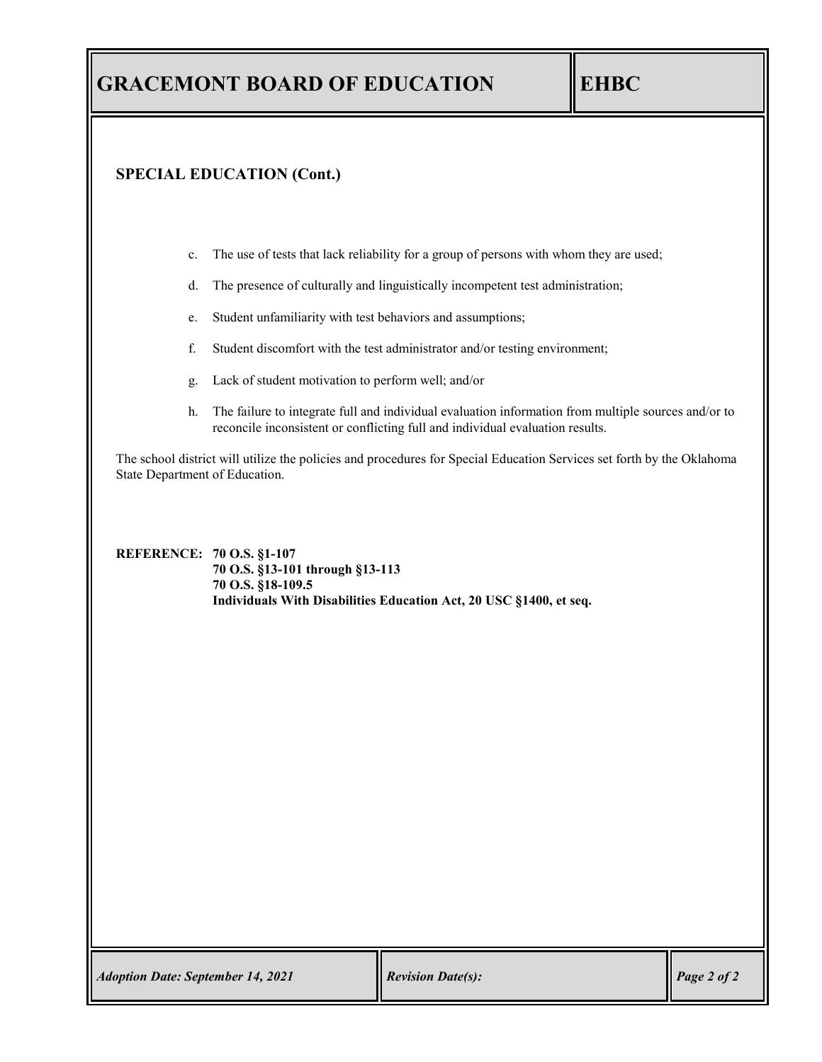## SPECIAL EDUCATION (Cont.)

c. The use of tests that lack reliability for a group of persons with whom they are used;

d. The presence of culturally and linguistically incompetent test administration;

e. Student unfamiliarity with test behaviors and assumptions;

f. Student discomfort with the test administrator and/or testing environment;

g. Lack of student motivation to perform well; and/or

h. The failure to integrate full and individual evaluation information from multiple sources and/or to reconcile inconsistent or conflicting full and individual evaluation results.

The school district will utilize the policies and procedures for Special Education Services set forth by the Oklahoma State Department of Education.

**REFERENCE: 70 O.S. §1-107**
**70 O.S. §13-101 through §13-113**
**70 O.S. §18-109.5**
**Individuals With Disabilities Education Act, 20 USC §1400, et seq.**

*Adoption Date: September 14, 2021* | *Revision Date(s):*